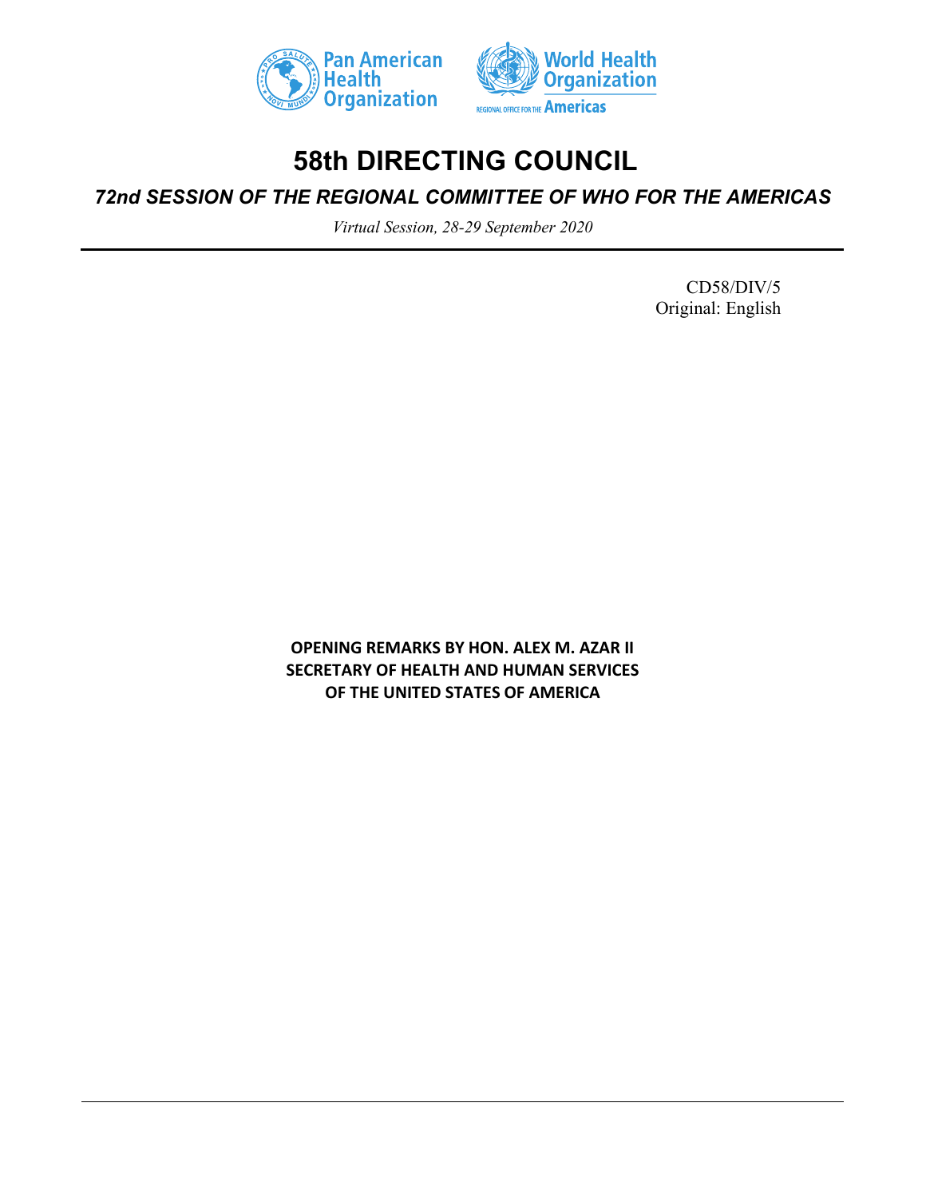# 58th DIRECTING COUNCIL

## *72nd SESSION OF THE REGIONAL COMMITTEE OF WHO FOR THE AMERICAS*

*Virtual Session, 28-29 September 2020*

CD58/DIV/5
Original: English

**OPENING REMARKS BY HON. ALEX M. AZAR II**
**SECRETARY OF HEALTH AND HUMAN SERVICES**
**OF THE UNITED STATES OF AMERICA**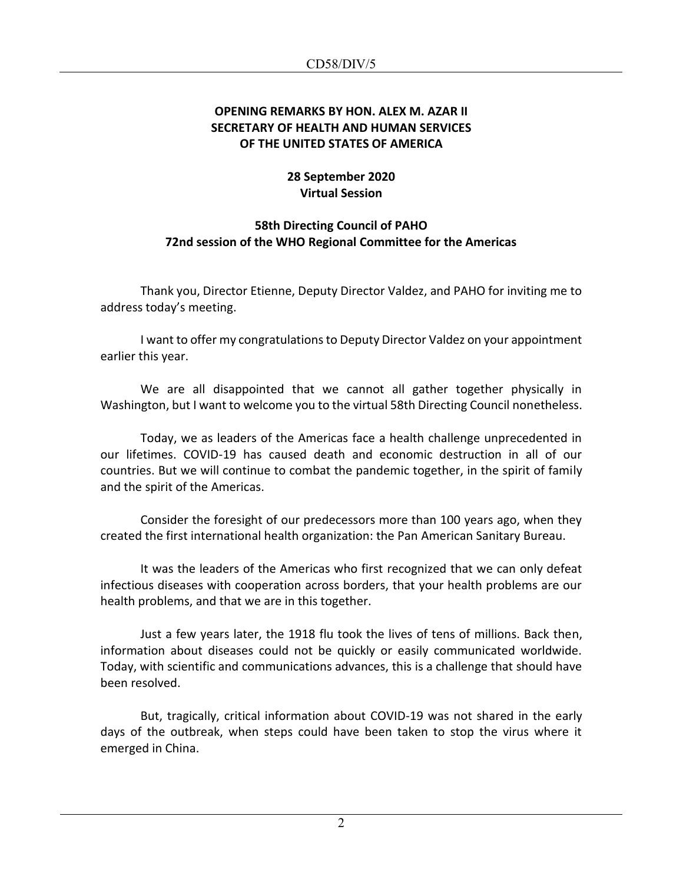**OPENING REMARKS BY HON. ALEX M. AZAR II**
**SECRETARY OF HEALTH AND HUMAN SERVICES**
**OF THE UNITED STATES OF AMERICA**

**28 September 2020**
**Virtual Session**

**58th Directing Council of PAHO**
**72nd session of the WHO Regional Committee for the Americas**

Thank you, Director Etienne, Deputy Director Valdez, and PAHO for inviting me to address today's meeting.

I want to offer my congratulations to Deputy Director Valdez on your appointment earlier this year.

We are all disappointed that we cannot all gather together physically in Washington, but I want to welcome you to the virtual 58th Directing Council nonetheless.

Today, we as leaders of the Americas face a health challenge unprecedented in our lifetimes. COVID-19 has caused death and economic destruction in all of our countries. But we will continue to combat the pandemic together, in the spirit of family and the spirit of the Americas.

Consider the foresight of our predecessors more than 100 years ago, when they created the first international health organization: the Pan American Sanitary Bureau.

It was the leaders of the Americas who first recognized that we can only defeat infectious diseases with cooperation across borders, that your health problems are our health problems, and that we are in this together.

Just a few years later, the 1918 flu took the lives of tens of millions. Back then, information about diseases could not be quickly or easily communicated worldwide. Today, with scientific and communications advances, this is a challenge that should have been resolved.

But, tragically, critical information about COVID-19 was not shared in the early days of the outbreak, when steps could have been taken to stop the virus where it emerged in China.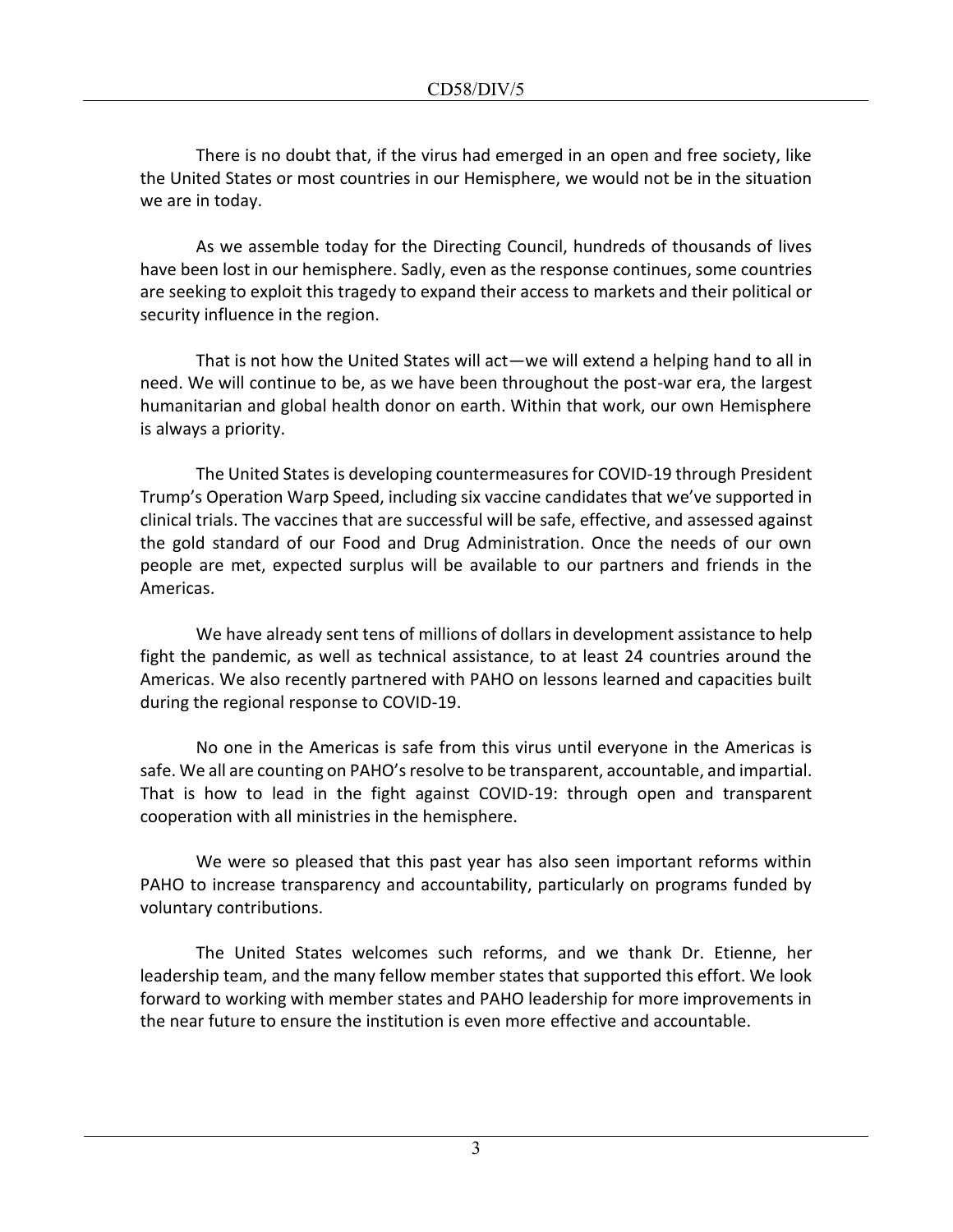There is no doubt that, if the virus had emerged in an open and free society, like the United States or most countries in our Hemisphere, we would not be in the situation we are in today.

As we assemble today for the Directing Council, hundreds of thousands of lives have been lost in our hemisphere. Sadly, even as the response continues, some countries are seeking to exploit this tragedy to expand their access to markets and their political or security influence in the region.

That is not how the United States will act—we will extend a helping hand to all in need. We will continue to be, as we have been throughout the post-war era, the largest humanitarian and global health donor on earth. Within that work, our own Hemisphere is always a priority.

The United States is developing countermeasures for COVID-19 through President Trump's Operation Warp Speed, including six vaccine candidates that we've supported in clinical trials. The vaccines that are successful will be safe, effective, and assessed against the gold standard of our Food and Drug Administration. Once the needs of our own people are met, expected surplus will be available to our partners and friends in the Americas.

We have already sent tens of millions of dollars in development assistance to help fight the pandemic, as well as technical assistance, to at least 24 countries around the Americas. We also recently partnered with PAHO on lessons learned and capacities built during the regional response to COVID-19.

No one in the Americas is safe from this virus until everyone in the Americas is safe. We all are counting on PAHO's resolve to be transparent, accountable, and impartial. That is how to lead in the fight against COVID-19: through open and transparent cooperation with all ministries in the hemisphere.

We were so pleased that this past year has also seen important reforms within PAHO to increase transparency and accountability, particularly on programs funded by voluntary contributions.

The United States welcomes such reforms, and we thank Dr. Etienne, her leadership team, and the many fellow member states that supported this effort. We look forward to working with member states and PAHO leadership for more improvements in the near future to ensure the institution is even more effective and accountable.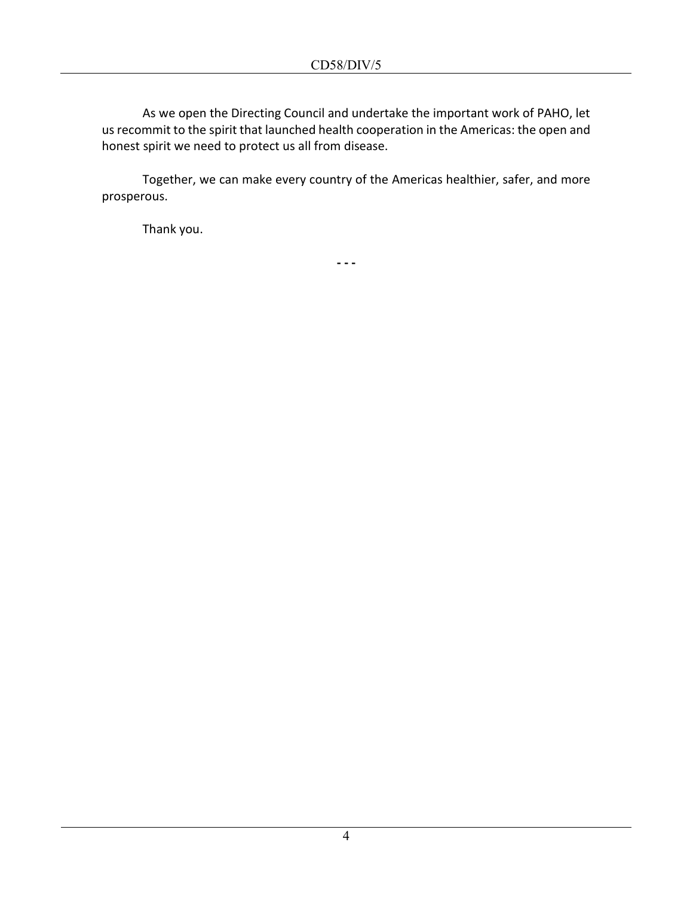As we open the Directing Council and undertake the important work of PAHO, let us recommit to the spirit that launched health cooperation in the Americas: the open and honest spirit we need to protect us all from disease.

Together, we can make every country of the Americas healthier, safer, and more prosperous.

Thank you.

- - -